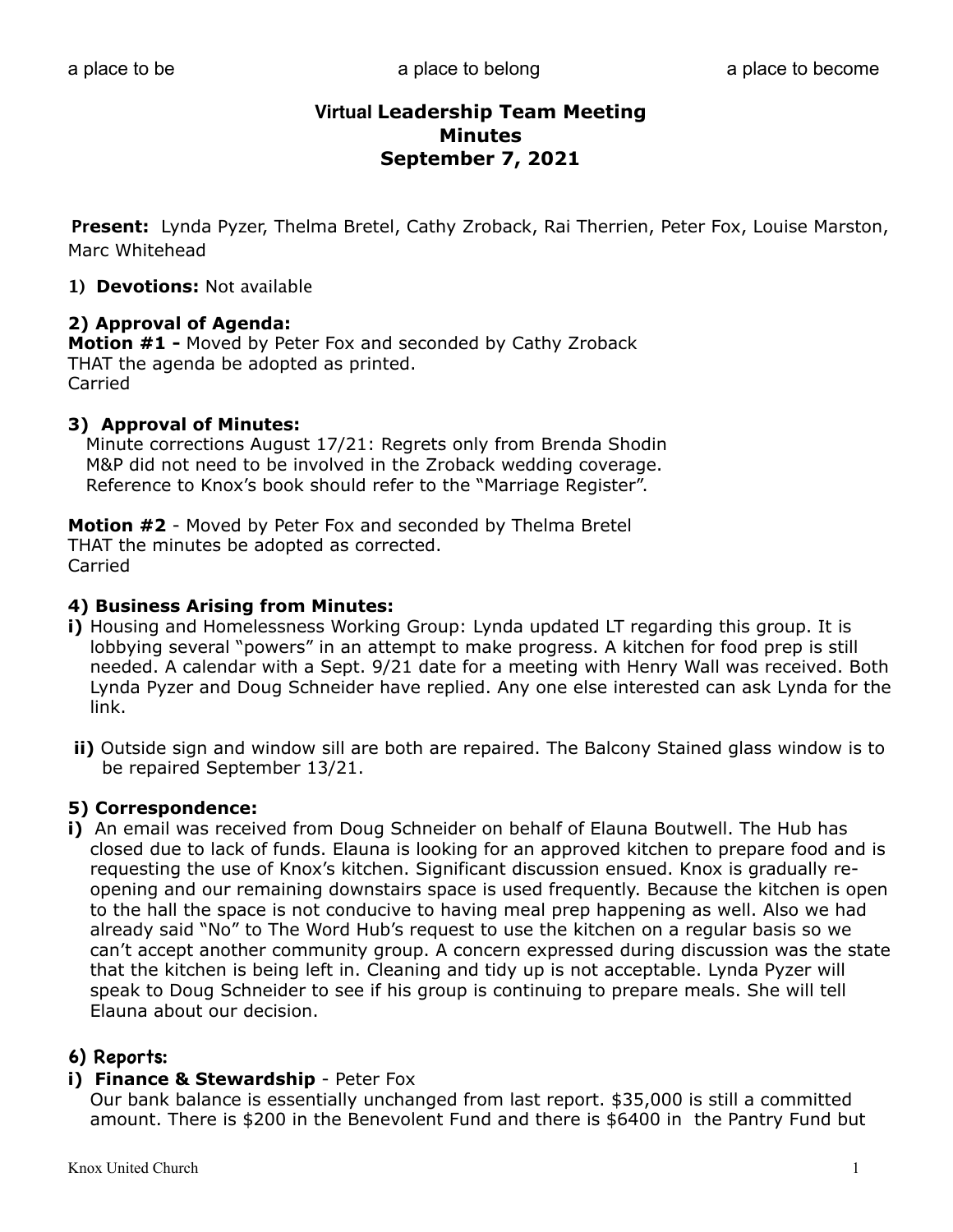a place to be    a place to belong    a place to become

# Virtual Leadership Team Meeting
# Minutes
# September 7, 2021

**Present:** Lynda Pyzer, Thelma Bretel, Cathy Zroback, Rai Therrien, Peter Fox, Louise Marston, Marc Whitehead

**1) Devotions:** Not available

### 2) Approval of Agenda:

**Motion #1 -** Moved by Peter Fox and seconded by Cathy Zroback
THAT the agenda be adopted as printed.
Carried

### 3) Approval of Minutes:

Minute corrections August 17/21: Regrets only from Brenda Shodin
M&P did not need to be involved in the Zroback wedding coverage.
Reference to Knox's book should refer to the "Marriage Register".

**Motion #2** - Moved by Peter Fox and seconded by Thelma Bretel
THAT the minutes be adopted as corrected.
Carried

### 4) Business Arising from Minutes:

**i)** Housing and Homelessness Working Group: Lynda updated LT regarding this group. It is lobbying several "powers" in an attempt to make progress. A kitchen for food prep is still needed. A calendar with a Sept. 9/21 date for a meeting with Henry Wall was received. Both Lynda Pyzer and Doug Schneider have replied. Any one else interested can ask Lynda for the link.

**ii)** Outside sign and window sill are both are repaired. The Balcony Stained glass window is to be repaired September 13/21.

### 5) Correspondence:

**i)** An email was received from Doug Schneider on behalf of Elauna Boutwell. The Hub has closed due to lack of funds. Elauna is looking for an approved kitchen to prepare food and is requesting the use of Knox's kitchen. Significant discussion ensued. Knox is gradually re-opening and our remaining downstairs space is used frequently. Because the kitchen is open to the hall the space is not conducive to having meal prep happening as well. Also we had already said "No" to The Word Hub's request to use the kitchen on a regular basis so we can't accept another community group. A concern expressed during discussion was the state that the kitchen is being left in. Cleaning and tidy up is not acceptable. Lynda Pyzer will speak to Doug Schneider to see if his group is continuing to prepare meals. She will tell Elauna about our decision.

### 6) Reports:

**i) Finance & Stewardship** - Peter Fox

Our bank balance is essentially unchanged from last report. $35,000 is still a committed amount. There is $200 in the Benevolent Fund and there is $6400 in the Pantry Fund but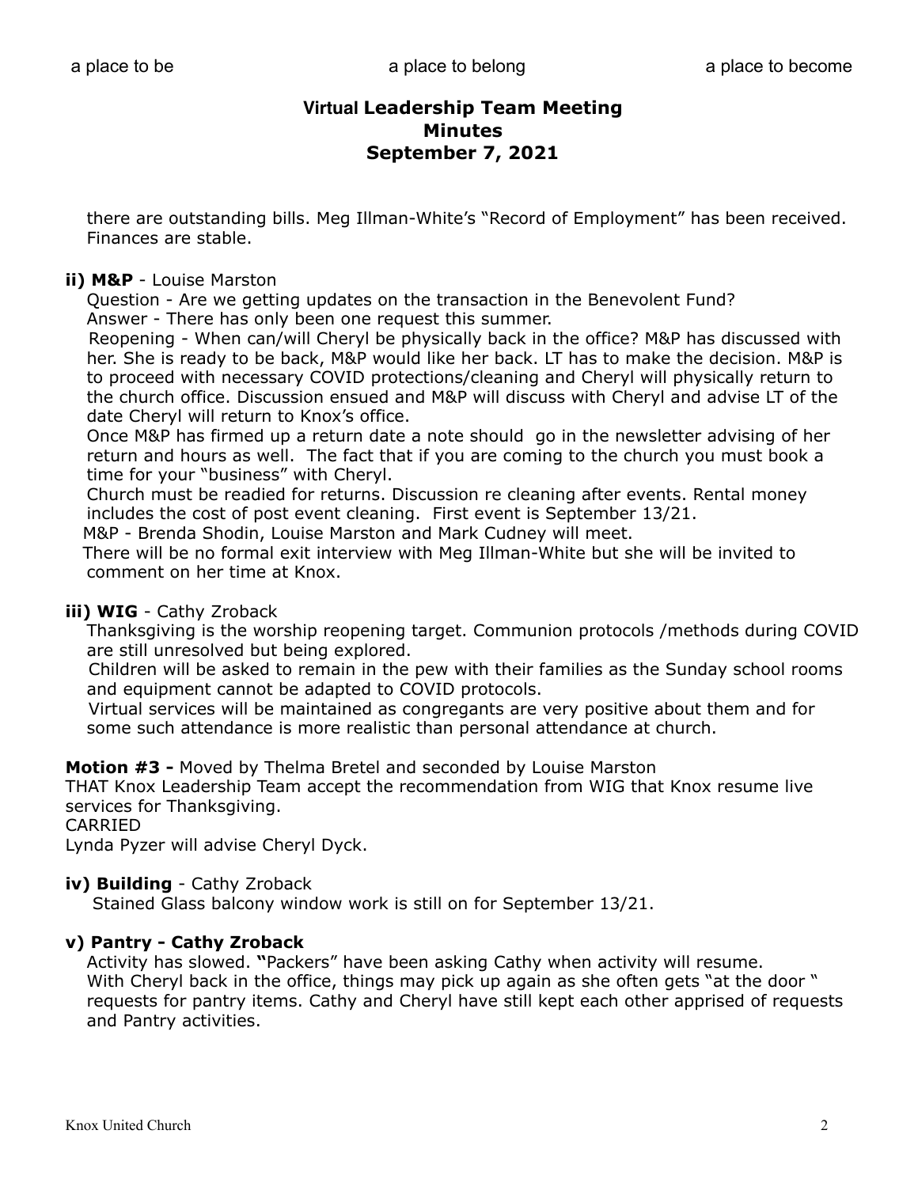# Virtual Leadership Team Meeting
# Minutes
# September 7, 2021

there are outstanding bills. Meg Illman-White's "Record of Employment" has been received. Finances are stable.

**ii) M&P** - Louise Marston

Question - Are we getting updates on the transaction in the Benevolent Fund?
Answer - There has only been one request this summer.

Reopening - When can/will Cheryl be physically back in the office? M&P has discussed with her. She is ready to be back, M&P would like her back. LT has to make the decision. M&P is to proceed with necessary COVID protections/cleaning and Cheryl will physically return to the church office. Discussion ensued and M&P will discuss with Cheryl and advise LT of the date Cheryl will return to Knox's office.

Once M&P has firmed up a return date a note should go in the newsletter advising of her return and hours as well. The fact that if you are coming to the church you must book a time for your "business" with Cheryl.

Church must be readied for returns. Discussion re cleaning after events. Rental money includes the cost of post event cleaning. First event is September 13/21.

M&P - Brenda Shodin, Louise Marston and Mark Cudney will meet.

There will be no formal exit interview with Meg Illman-White but she will be invited to comment on her time at Knox.

**iii) WIG** - Cathy Zroback

Thanksgiving is the worship reopening target. Communion protocols /methods during COVID are still unresolved but being explored.

Children will be asked to remain in the pew with their families as the Sunday school rooms and equipment cannot be adapted to COVID protocols.

Virtual services will be maintained as congregants are very positive about them and for some such attendance is more realistic than personal attendance at church.

**Motion #3 -** Moved by Thelma Bretel and seconded by Louise Marston
THAT Knox Leadership Team accept the recommendation from WIG that Knox resume live services for Thanksgiving.
CARRIED
Lynda Pyzer will advise Cheryl Dyck.

**iv) Building** - Cathy Zroback

Stained Glass balcony window work is still on for September 13/21.

**v) Pantry - Cathy Zroback**

Activity has slowed. **"**Packers" have been asking Cathy when activity will resume. With Cheryl back in the office, things may pick up again as she often gets "at the door " requests for pantry items. Cathy and Cheryl have still kept each other apprised of requests and Pantry activities.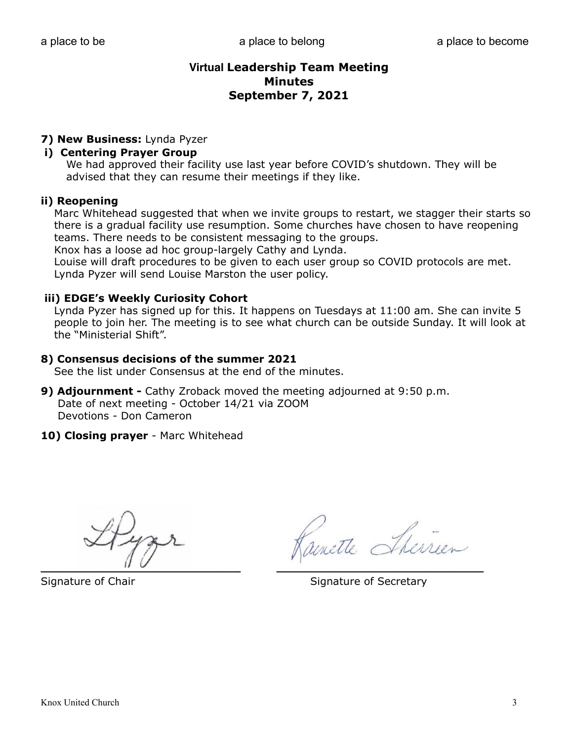a place to be a place to belong a place to become

**Virtual Leadership Team Meeting**
**Minutes**
**September 7, 2021**

**7) New Business:** Lynda Pyzer

**i) Centering Prayer Group**

We had approved their facility use last year before COVID's shutdown. They will be advised that they can resume their meetings if they like.

**ii) Reopening**

Marc Whitehead suggested that when we invite groups to restart, we stagger their starts so there is a gradual facility use resumption. Some churches have chosen to have reopening teams. There needs to be consistent messaging to the groups.

Knox has a loose ad hoc group-largely Cathy and Lynda.

Louise will draft procedures to be given to each user group so COVID protocols are met.

Lynda Pyzer will send Louise Marston the user policy.

**iii) EDGE's Weekly Curiosity Cohort**

Lynda Pyzer has signed up for this. It happens on Tuesdays at 11:00 am. She can invite 5 people to join her. The meeting is to see what church can be outside Sunday. It will look at the "Ministerial Shift".

**8) Consensus decisions of the summer 2021**

See the list under Consensus at the end of the minutes.

**9) Adjournment -** Cathy Zroback moved the meeting adjourned at 9:50 p.m.
Date of next meeting - October 14/21 via ZOOM
Devotions - Don Cameron

**10) Closing prayer** - Marc Whitehead

L Pyzer

Signature of Chair

Ranette Therien

Signature of Secretary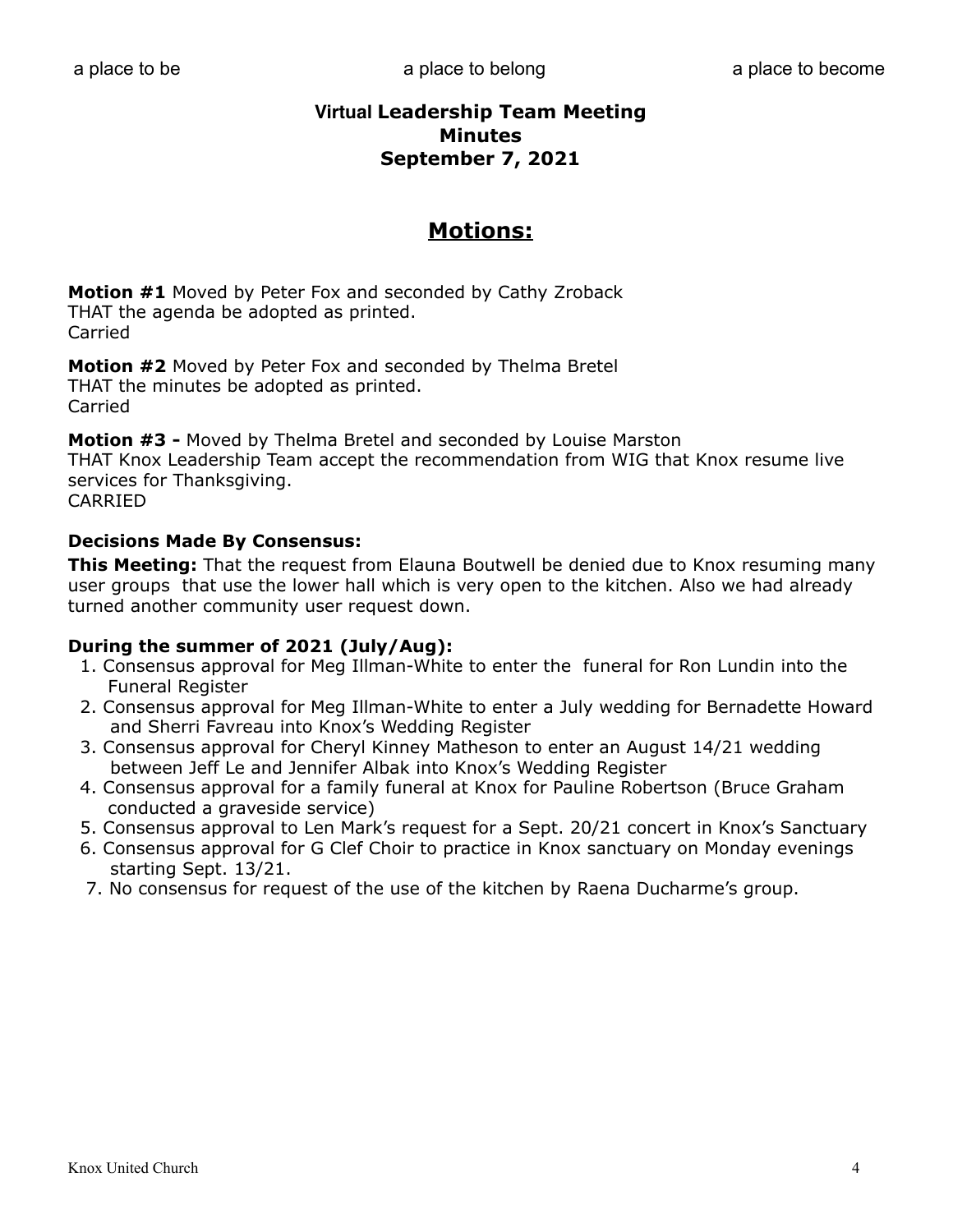a place to be a place to belong a place to become

## Virtual Leadership Team Meeting
## Minutes
## September 7, 2021

# Motions:

**Motion #1** Moved by Peter Fox and seconded by Cathy Zroback
THAT the agenda be adopted as printed.
Carried

**Motion #2** Moved by Peter Fox and seconded by Thelma Bretel
THAT the minutes be adopted as printed.
Carried

**Motion #3 -** Moved by Thelma Bretel and seconded by Louise Marston
THAT Knox Leadership Team accept the recommendation from WIG that Knox resume live services for Thanksgiving.
CARRIED

### Decisions Made By Consensus:

**This Meeting:** That the request from Elauna Boutwell be denied due to Knox resuming many user groups that use the lower hall which is very open to the kitchen. Also we had already turned another community user request down.

### During the summer of 2021 (July/Aug):

1. Consensus approval for Meg Illman-White to enter the funeral for Ron Lundin into the Funeral Register
2. Consensus approval for Meg Illman-White to enter a July wedding for Bernadette Howard and Sherri Favreau into Knox's Wedding Register
3. Consensus approval for Cheryl Kinney Matheson to enter an August 14/21 wedding between Jeff Le and Jennifer Albak into Knox's Wedding Register
4. Consensus approval for a family funeral at Knox for Pauline Robertson (Bruce Graham conducted a graveside service)
5. Consensus approval to Len Mark's request for a Sept. 20/21 concert in Knox's Sanctuary
6. Consensus approval for G Clef Choir to practice in Knox sanctuary on Monday evenings starting Sept. 13/21.
7. No consensus for request of the use of the kitchen by Raena Ducharme's group.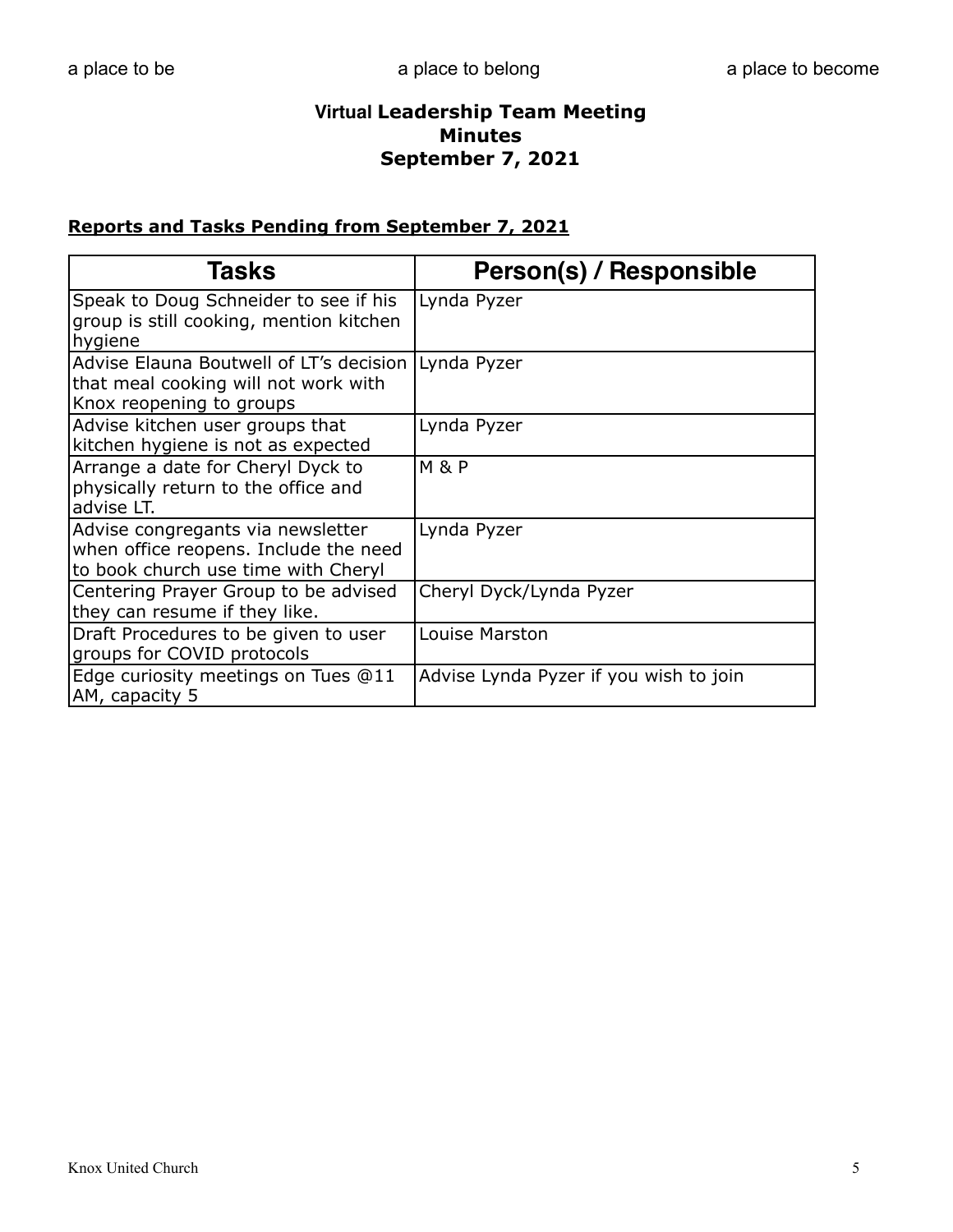a place to be a place to belong a place to become

**Virtual Leadership Team Meeting**
**Minutes**
**September 7, 2021**

**Reports and Tasks Pending from September 7, 2021**

| Tasks | Person(s) / Responsible |
|---|---|
| Speak to Doug Schneider to see if his group is still cooking, mention kitchen hygiene | Lynda Pyzer |
| Advise Elauna Boutwell of LT's decision that meal cooking will not work with Knox reopening to groups | Lynda Pyzer |
| Advise kitchen user groups that kitchen hygiene is not as expected | Lynda Pyzer |
| Arrange a date for Cheryl Dyck to physically return to the office and advise LT. | M & P |
| Advise congregants via newsletter when office reopens. Include the need to book church use time with Cheryl | Lynda Pyzer |
| Centering Prayer Group to be advised they can resume if they like. | Cheryl Dyck/Lynda Pyzer |
| Draft Procedures to be given to user groups for COVID protocols | Louise Marston |
| Edge curiosity meetings on Tues @11 AM, capacity 5 | Advise Lynda Pyzer if you wish to join |